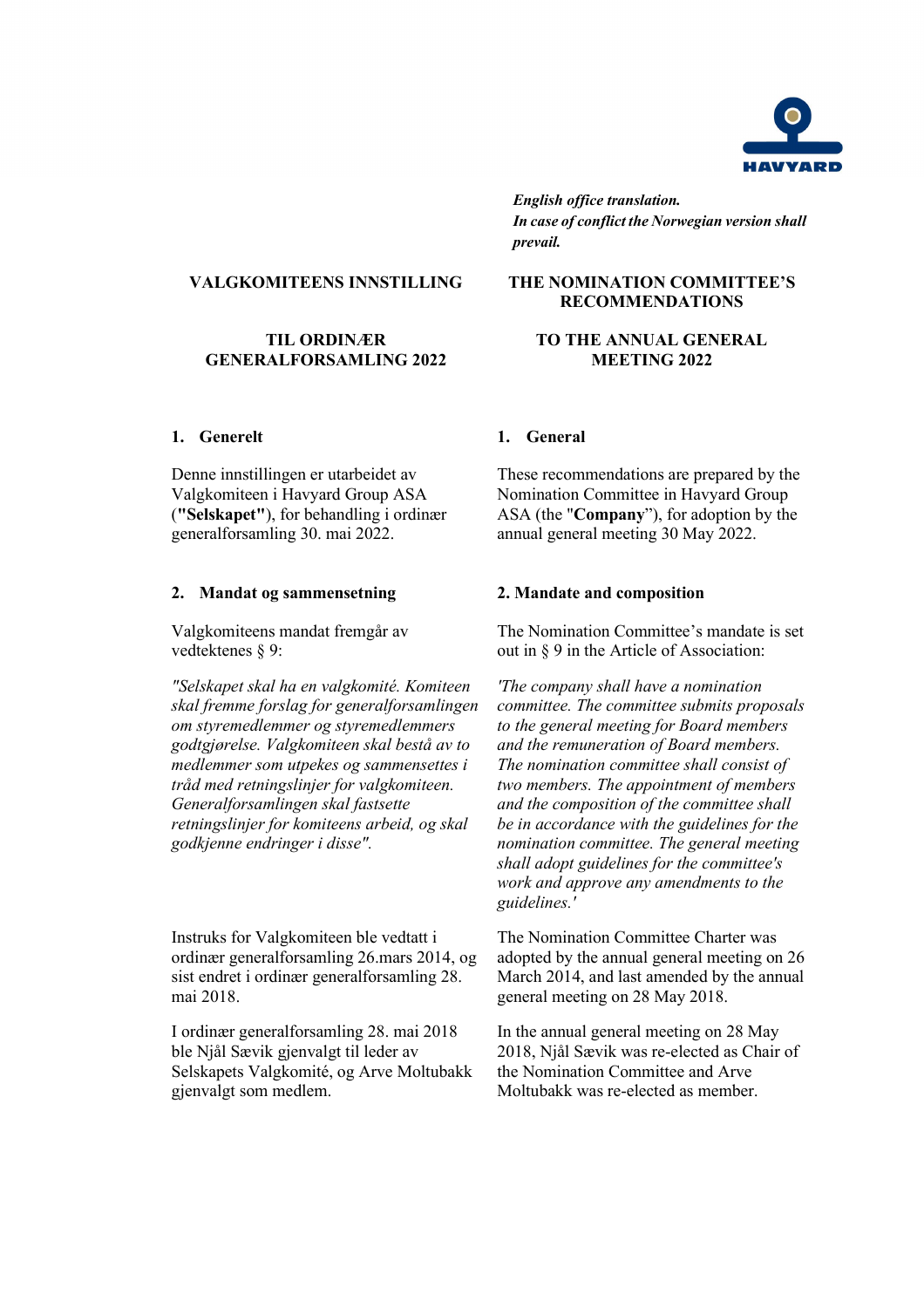*English office translation.*
***In case of conflict the Norwegian version shall prevail.***

**VALGKOMITEENS INNSTILLING**

**TIL ORDINÆR GENERALFORSAMLING 2022**

**1. Generelt**

Denne innstillingen er utarbeidet av Valgkomiteen i Havyard Group ASA (**"Selskapet"**), for behandling i ordinær generalforsamling 30. mai 2022.

**2. Mandat og sammensetning**

Valgkomiteens mandat fremgår av vedtektenes § 9:

*"Selskapet skal ha en valgkomité. Komiteen skal fremme forslag for generalforsamlingen om styremedlemmer og styremedlemmers godtgjørelse. Valgkomiteen skal bestå av to medlemmer som utpekes og sammensettes i tråd med retningslinjer for valgkomiteen. Generalforsamlingen skal fastsette retningslinjer for komiteens arbeid, og skal godkjenne endringer i disse".*

Instruks for Valgkomiteen ble vedtatt i ordinær generalforsamling 26.mars 2014, og sist endret i ordinær generalforsamling 28. mai 2018.

I ordinær generalforsamling 28. mai 2018 ble Njål Sævik gjenvalgt til leder av Selskapets Valgkomité, og Arve Moltubakk gjenvalgt som medlem.

**THE NOMINATION COMMITTEE'S RECOMMENDATIONS**

**TO THE ANNUAL GENERAL MEETING 2022**

**1. General**

These recommendations are prepared by the Nomination Committee in Havyard Group ASA (the "**Company**"), for adoption by the annual general meeting 30 May 2022.

**2. Mandate and composition**

The Nomination Committee's mandate is set out in § 9 in the Article of Association:

*'The company shall have a nomination committee. The committee submits proposals to the general meeting for Board members and the remuneration of Board members. The nomination committee shall consist of two members. The appointment of members and the composition of the committee shall be in accordance with the guidelines for the nomination committee. The general meeting shall adopt guidelines for the committee's work and approve any amendments to the guidelines.'*

The Nomination Committee Charter was adopted by the annual general meeting on 26 March 2014, and last amended by the annual general meeting on 28 May 2018.

In the annual general meeting on 28 May 2018, Njål Sævik was re-elected as Chair of the Nomination Committee and Arve Moltubakk was re-elected as member.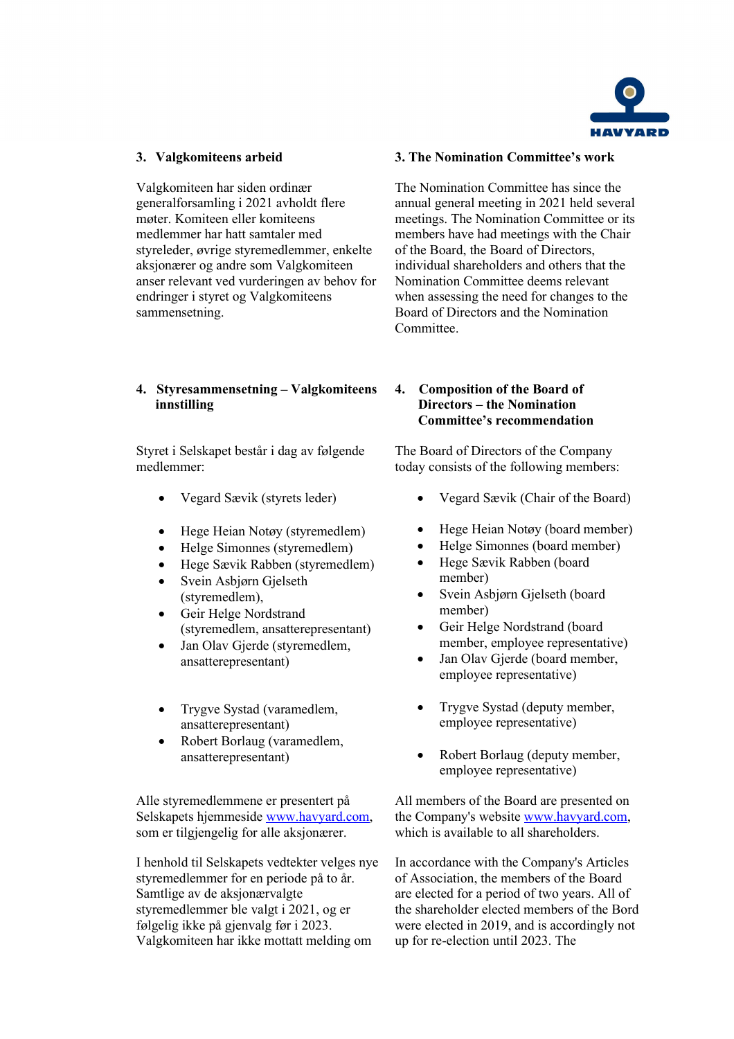## 3. Valgkomiteens arbeid

Valgkomiteen har siden ordinær generalforsamling i 2021 avholdt flere møter. Komiteen eller komiteens medlemmer har hatt samtaler med styreleder, øvrige styremedlemmer, enkelte aksjonærer og andre som Valgkomiteen anser relevant ved vurderingen av behov for endringer i styret og Valgkomiteens sammensetning.

## 3. The Nomination Committee's work

The Nomination Committee has since the annual general meeting in 2021 held several meetings. The Nomination Committee or its members have had meetings with the Chair of the Board, the Board of Directors, individual shareholders and others that the Nomination Committee deems relevant when assessing the need for changes to the Board of Directors and the Nomination Committee.

## 4. Styresammensetning – Valgkomiteens innstilling

Styret i Selskapet består i dag av følgende medlemmer:

- Vegard Sævik (styrets leder)
- Hege Heian Notøy (styremedlem)
- Helge Simonnes (styremedlem)
- Hege Sævik Rabben (styremedlem)
- Svein Asbjørn Gjelseth (styremedlem),
- Geir Helge Nordstrand (styremedlem, ansatterepresentant)
- Jan Olav Gjerde (styremedlem, ansatterepresentant)
- Trygve Systad (varamedlem, ansatterepresentant)
- Robert Borlaug (varamedlem, ansatterepresentant)

Alle styremedlemmene er presentert på Selskapets hjemmeside www.havyard.com, som er tilgjengelig for alle aksjonærer.

I henhold til Selskapets vedtekter velges nye styremedlemmer for en periode på to år. Samtlige av de aksjonærvalgte styremedlemmer ble valgt i 2021, og er følgelig ikke på gjenvalg før i 2023. Valgkomiteen har ikke mottatt melding om

## 4. Composition of the Board of Directors – the Nomination Committee's recommendation

The Board of Directors of the Company today consists of the following members:

- Vegard Sævik (Chair of the Board)
- Hege Heian Notøy (board member)
- Helge Simonnes (board member)
- Hege Sævik Rabben (board member)
- Svein Asbjørn Gjelseth (board member)
- Geir Helge Nordstrand (board member, employee representative)
- Jan Olav Gjerde (board member, employee representative)
- Trygve Systad (deputy member, employee representative)
- Robert Borlaug (deputy member, employee representative)

All members of the Board are presented on the Company's website www.havyard.com, which is available to all shareholders.

In accordance with the Company's Articles of Association, the members of the Board are elected for a period of two years. All of the shareholder elected members of the Bord were elected in 2019, and is accordingly not up for re-election until 2023. The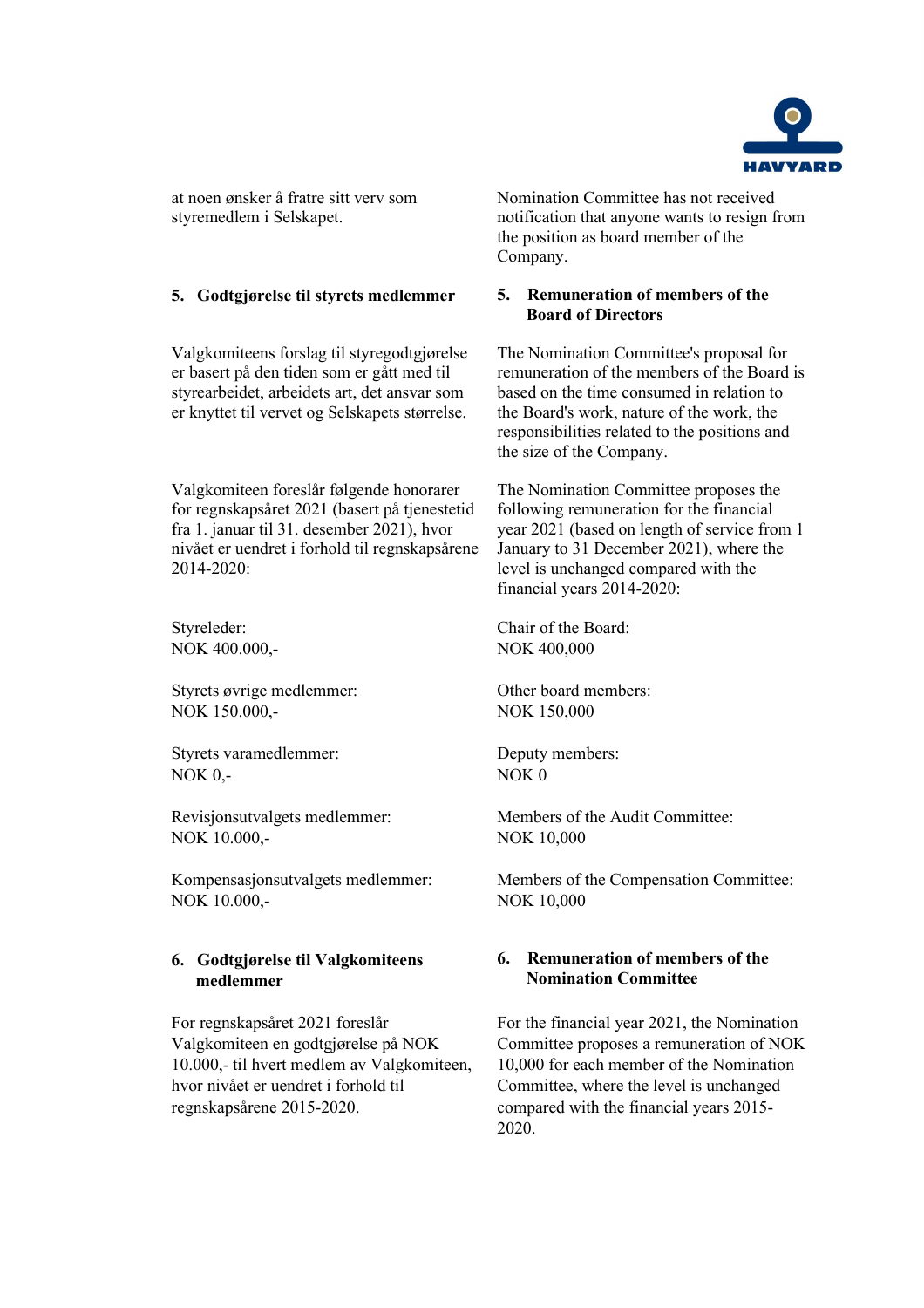at noen ønsker å fratre sitt verv som styremedlem i Selskapet.

Nomination Committee has not received notification that anyone wants to resign from the position as board member of the Company.

## 5. Godtgjørelse til styrets medlemmer

Valgkomiteens forslag til styregodtgjørelse er basert på den tiden som er gått med til styrearbeidet, arbeidets art, det ansvar som er knyttet til vervet og Selskapets størrelse.

Valgkomiteen foreslår følgende honorarer for regnskapsåret 2021 (basert på tjenestetid fra 1. januar til 31. desember 2021), hvor nivået er uendret i forhold til regnskapsårene 2014-2020:

Styreleder:
NOK 400.000,-

Styrets øvrige medlemmer:
NOK 150.000,-

Styrets varamedlemmer:
NOK 0,-

Revisjonsutvalgets medlemmer:
NOK 10.000,-

Kompensasjonsutvalgets medlemmer:
NOK 10.000,-

## 5. Remuneration of members of the Board of Directors

The Nomination Committee's proposal for remuneration of the members of the Board is based on the time consumed in relation to the Board's work, nature of the work, the responsibilities related to the positions and the size of the Company.

The Nomination Committee proposes the following remuneration for the financial year 2021 (based on length of service from 1 January to 31 December 2021), where the level is unchanged compared with the financial years 2014-2020:

Chair of the Board:
NOK 400,000

Other board members:
NOK 150,000

Deputy members:
NOK 0

Members of the Audit Committee:
NOK 10,000

Members of the Compensation Committee:
NOK 10,000

## 6. Godtgjørelse til Valgkomiteens medlemmer

For regnskapsåret 2021 foreslår Valgkomiteen en godtgjørelse på NOK 10.000,- til hvert medlem av Valgkomiteen, hvor nivået er uendret i forhold til regnskapsårene 2015-2020.

## 6. Remuneration of members of the Nomination Committee

For the financial year 2021, the Nomination Committee proposes a remuneration of NOK 10,000 for each member of the Nomination Committee, where the level is unchanged compared with the financial years 2015-2020.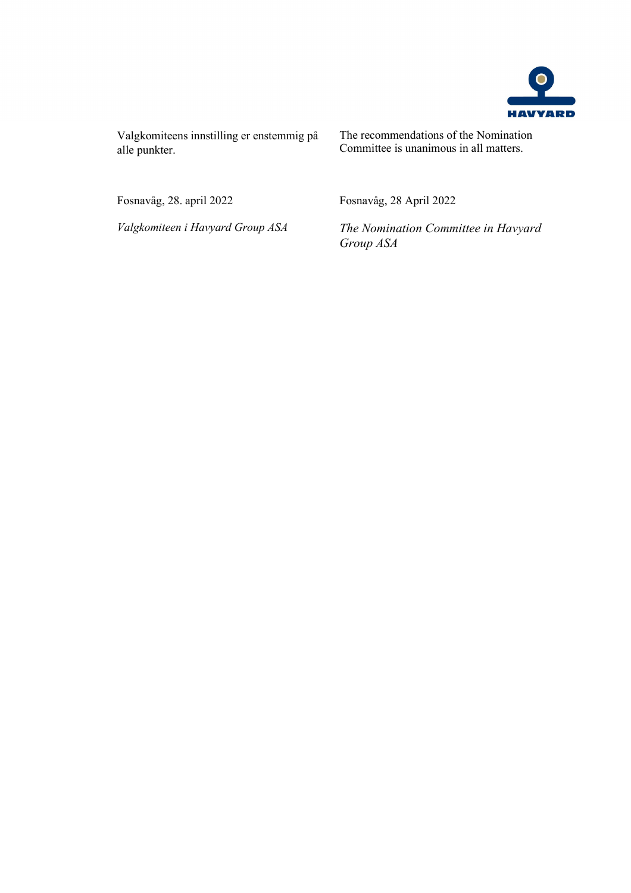Valgkomiteens innstilling er enstemmig på alle punkter.

The recommendations of the Nomination Committee is unanimous in all matters.

Fosnavåg, 28. april 2022

*Valgkomiteen i Havyard Group ASA*

Fosnavåg, 28 April 2022

*The Nomination Committee in Havyard Group ASA*